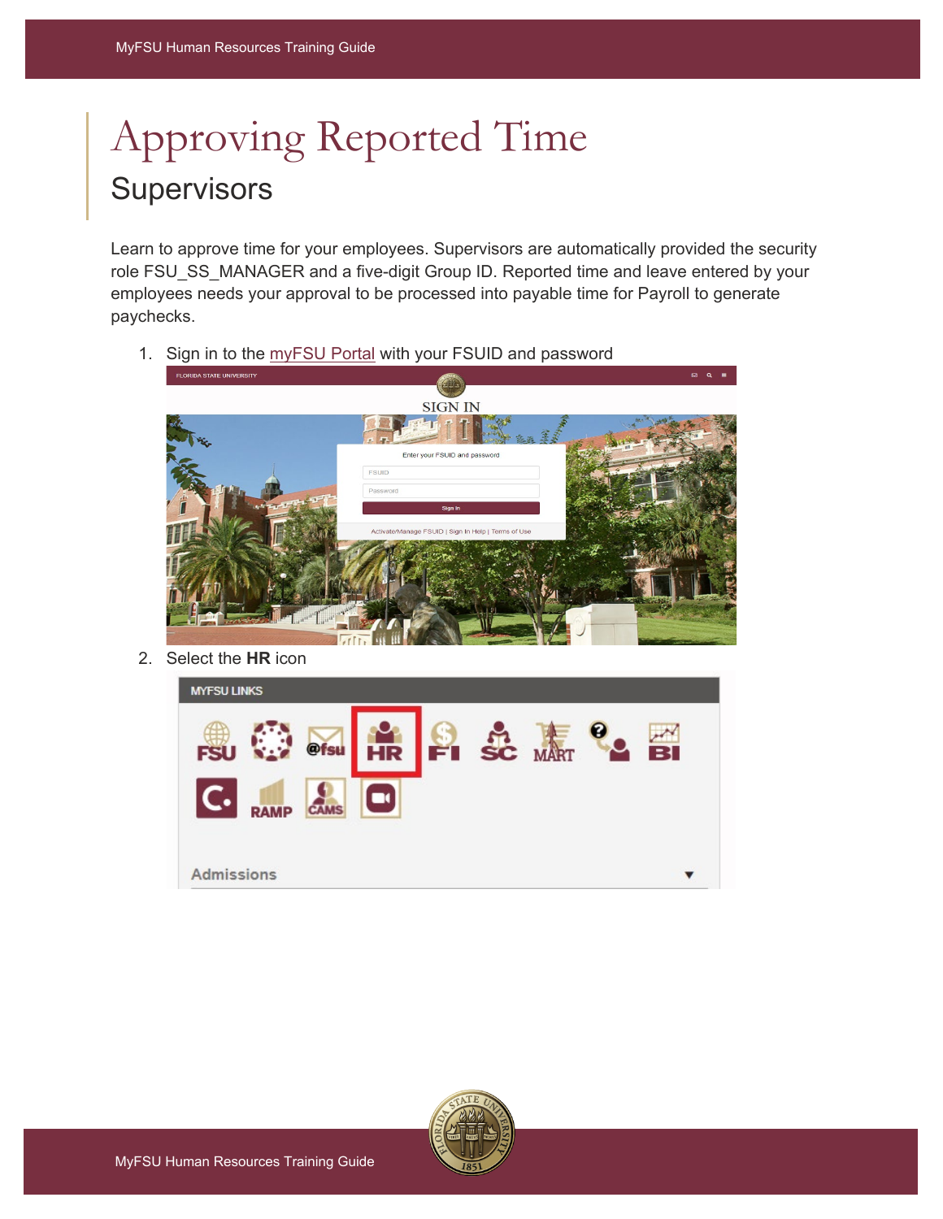# Approving Reported Time

## Supervisors

Learn to approve time for your employees. Supervisors are automatically provided the security role FSU_SS_MANAGER and a five-digit Group ID. Reported time and leave entered by your employees needs your approval to be processed into payable time for Payroll to generate paychecks.

1. Sign in to the myFSU Portal with your FSUID and password
2. Select the **HR** icon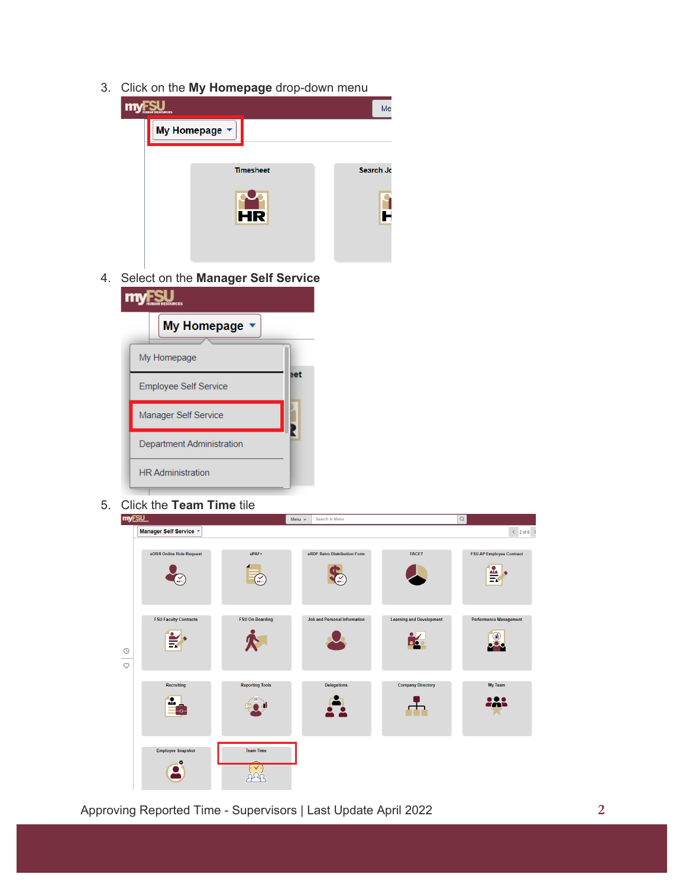3. Click on the **My Homepage** drop-down menu

4. Select on the **Manager Self Service**

5. Click the **Team Time** tile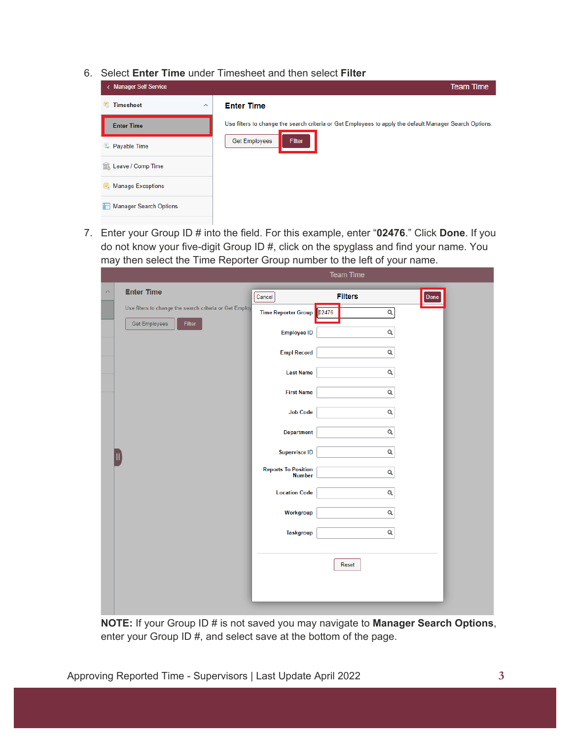6. Select **Enter Time** under Timesheet and then select **Filter**

7. Enter your Group ID # into the field. For this example, enter "**02476**." Click **Done**. If you do not know your five-digit Group ID #, click on the spyglass and find your name. You may then select the Time Reporter Group number to the left of your name.

**NOTE:** If your Group ID # is not saved you may navigate to **Manager Search Options**, enter your Group ID #, and select save at the bottom of the page.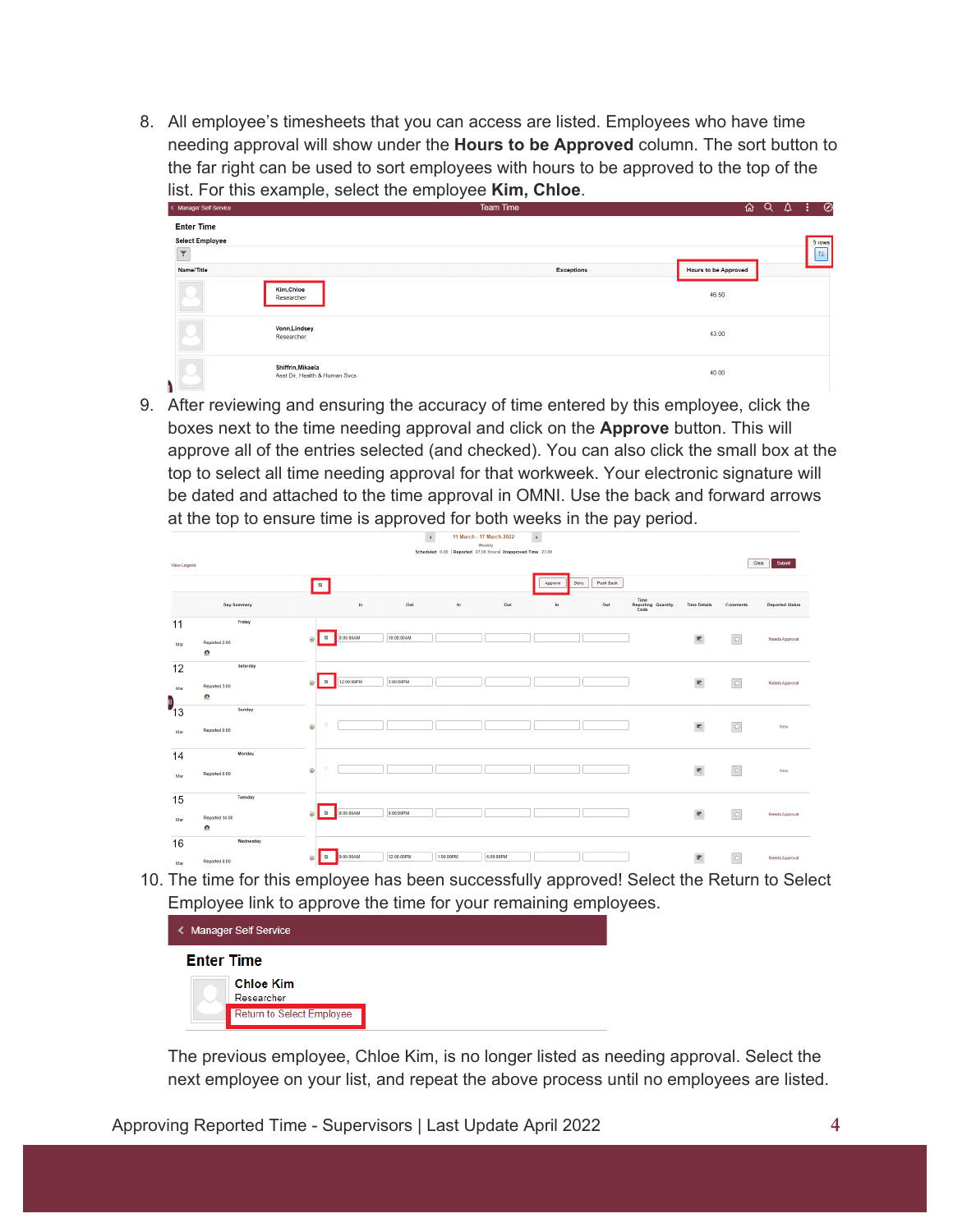8. All employee's timesheets that you can access are listed. Employees who have time needing approval will show under the **Hours to be Approved** column. The sort button to the far right can be used to sort employees with hours to be approved to the top of the list. For this example, select the employee **Kim, Chloe**.

9. After reviewing and ensuring the accuracy of time entered by this employee, click the boxes next to the time needing approval and click on the **Approve** button. This will approve all of the entries selected (and checked). You can also click the small box at the top to select all time needing approval for that workweek. Your electronic signature will be dated and attached to the time approval in OMNI. Use the back and forward arrows at the top to ensure time is approved for both weeks in the pay period.

10. The time for this employee has been successfully approved! Select the Return to Select Employee link to approve the time for your remaining employees.

The previous employee, Chloe Kim, is no longer listed as needing approval. Select the next employee on your list, and repeat the above process until no employees are listed.